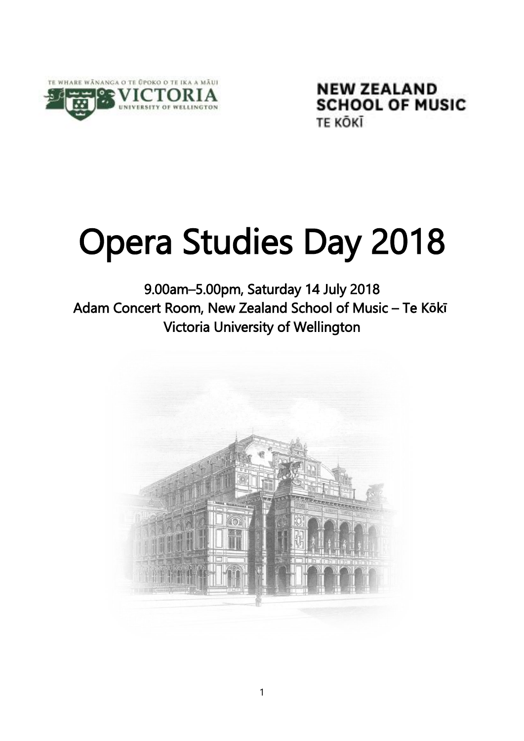TE WHARE WĀNANGA O TE ŪPOKO O TE IKA A MĀUI
VICTORIA
UNIVERSITY OF WELLINGTON

NEW ZEALAND
SCHOOL OF MUSIC
TE KŌKĪ

# Opera Studies Day 2018

9.00am–5.00pm, Saturday 14 July 2018
Adam Concert Room, New Zealand School of Music – Te Kōkī
Victoria University of Wellington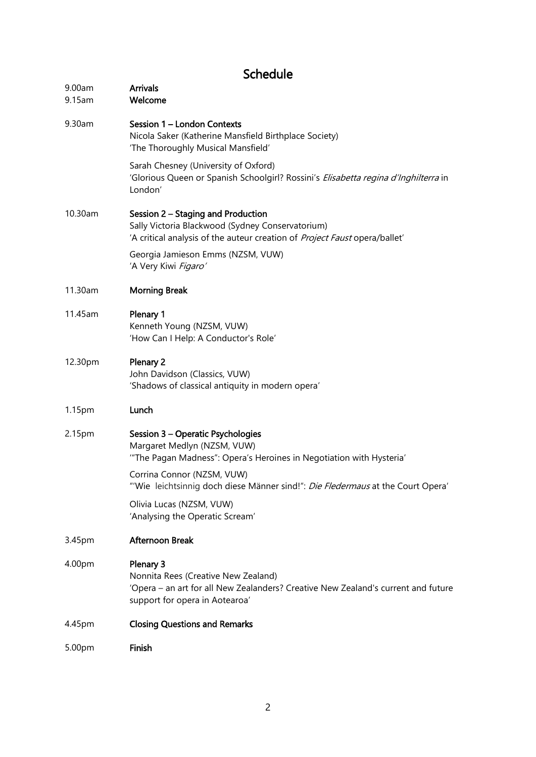# Schedule

9.00am **Arrivals**

9.15am **Welcome**

9.30am **Session 1 – London Contexts**

Nicola Saker (Katherine Mansfield Birthplace Society)
'The Thoroughly Musical Mansfield'

Sarah Chesney (University of Oxford)
'Glorious Queen or Spanish Schoolgirl? Rossini's *Elisabetta regina d'Inghilterra* in London'

10.30am **Session 2 – Staging and Production**

Sally Victoria Blackwood (Sydney Conservatorium)
'A critical analysis of the auteur creation of *Project Faust* opera/ballet'

Georgia Jamieson Emms (NZSM, VUW)
'A Very Kiwi *Figaro*'

11.30am **Morning Break**

11.45am **Plenary 1**

Kenneth Young (NZSM, VUW)
'How Can I Help: A Conductor's Role'

12.30pm **Plenary 2**

John Davidson (Classics, VUW)
'Shadows of classical antiquity in modern opera'

1.15pm **Lunch**

2.15pm **Session 3 – Operatic Psychologies**

Margaret Medlyn (NZSM, VUW)
'"The Pagan Madness": Opera's Heroines in Negotiation with Hysteria'

Corrina Connor (NZSM, VUW)
"'Wie leichtsinnig doch diese Männer sind!": *Die Fledermaus* at the Court Opera'

Olivia Lucas (NZSM, VUW)
'Analysing the Operatic Scream'

3.45pm **Afternoon Break**

4.00pm **Plenary 3**

Nonnita Rees (Creative New Zealand)
'Opera – an art for all New Zealanders? Creative New Zealand's current and future support for opera in Aotearoa'

4.45pm **Closing Questions and Remarks**

5.00pm **Finish**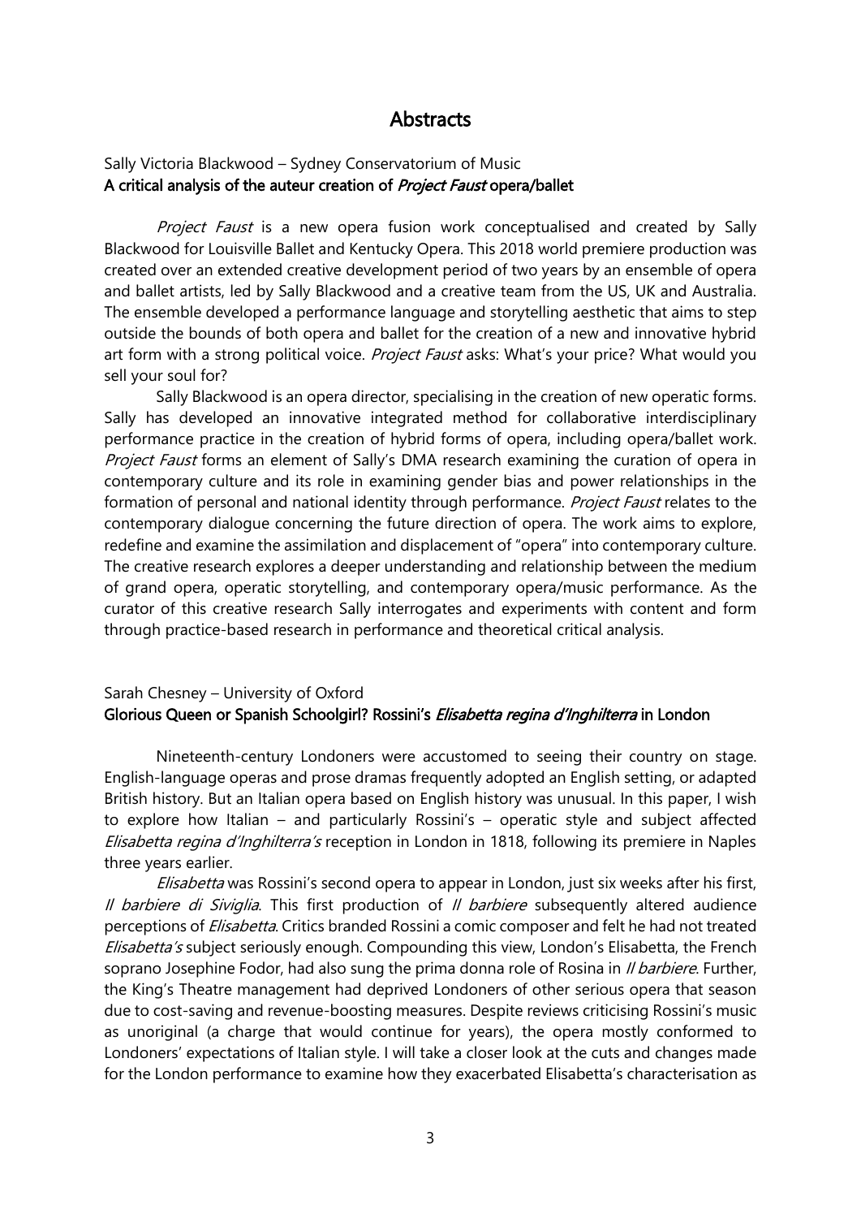# Abstracts

## Sally Victoria Blackwood – Sydney Conservatorium of Music

### **A critical analysis of the auteur creation of *Project Faust* opera/ballet**

*Project Faust* is a new opera fusion work conceptualised and created by Sally Blackwood for Louisville Ballet and Kentucky Opera. This 2018 world premiere production was created over an extended creative development period of two years by an ensemble of opera and ballet artists, led by Sally Blackwood and a creative team from the US, UK and Australia. The ensemble developed a performance language and storytelling aesthetic that aims to step outside the bounds of both opera and ballet for the creation of a new and innovative hybrid art form with a strong political voice. *Project Faust* asks: What's your price? What would you sell your soul for?

Sally Blackwood is an opera director, specialising in the creation of new operatic forms. Sally has developed an innovative integrated method for collaborative interdisciplinary performance practice in the creation of hybrid forms of opera, including opera/ballet work. *Project Faust* forms an element of Sally's DMA research examining the curation of opera in contemporary culture and its role in examining gender bias and power relationships in the formation of personal and national identity through performance. *Project Faust* relates to the contemporary dialogue concerning the future direction of opera. The work aims to explore, redefine and examine the assimilation and displacement of "opera" into contemporary culture. The creative research explores a deeper understanding and relationship between the medium of grand opera, operatic storytelling, and contemporary opera/music performance. As the curator of this creative research Sally interrogates and experiments with content and form through practice-based research in performance and theoretical critical analysis.

## Sarah Chesney – University of Oxford

### **Glorious Queen or Spanish Schoolgirl? Rossini's *Elisabetta regina d'Inghilterra* in London**

Nineteenth-century Londoners were accustomed to seeing their country on stage. English-language operas and prose dramas frequently adopted an English setting, or adapted British history. But an Italian opera based on English history was unusual. In this paper, I wish to explore how Italian – and particularly Rossini's – operatic style and subject affected *Elisabetta regina d'Inghilterra's* reception in London in 1818, following its premiere in Naples three years earlier.

*Elisabetta* was Rossini's second opera to appear in London, just six weeks after his first, *Il barbiere di Siviglia*. This first production of *Il barbiere* subsequently altered audience perceptions of *Elisabetta*. Critics branded Rossini a comic composer and felt he had not treated *Elisabetta's* subject seriously enough. Compounding this view, London's Elisabetta, the French soprano Josephine Fodor, had also sung the prima donna role of Rosina in *Il barbiere*. Further, the King's Theatre management had deprived Londoners of other serious opera that season due to cost-saving and revenue-boosting measures. Despite reviews criticising Rossini's music as unoriginal (a charge that would continue for years), the opera mostly conformed to Londoners' expectations of Italian style. I will take a closer look at the cuts and changes made for the London performance to examine how they exacerbated Elisabetta's characterisation as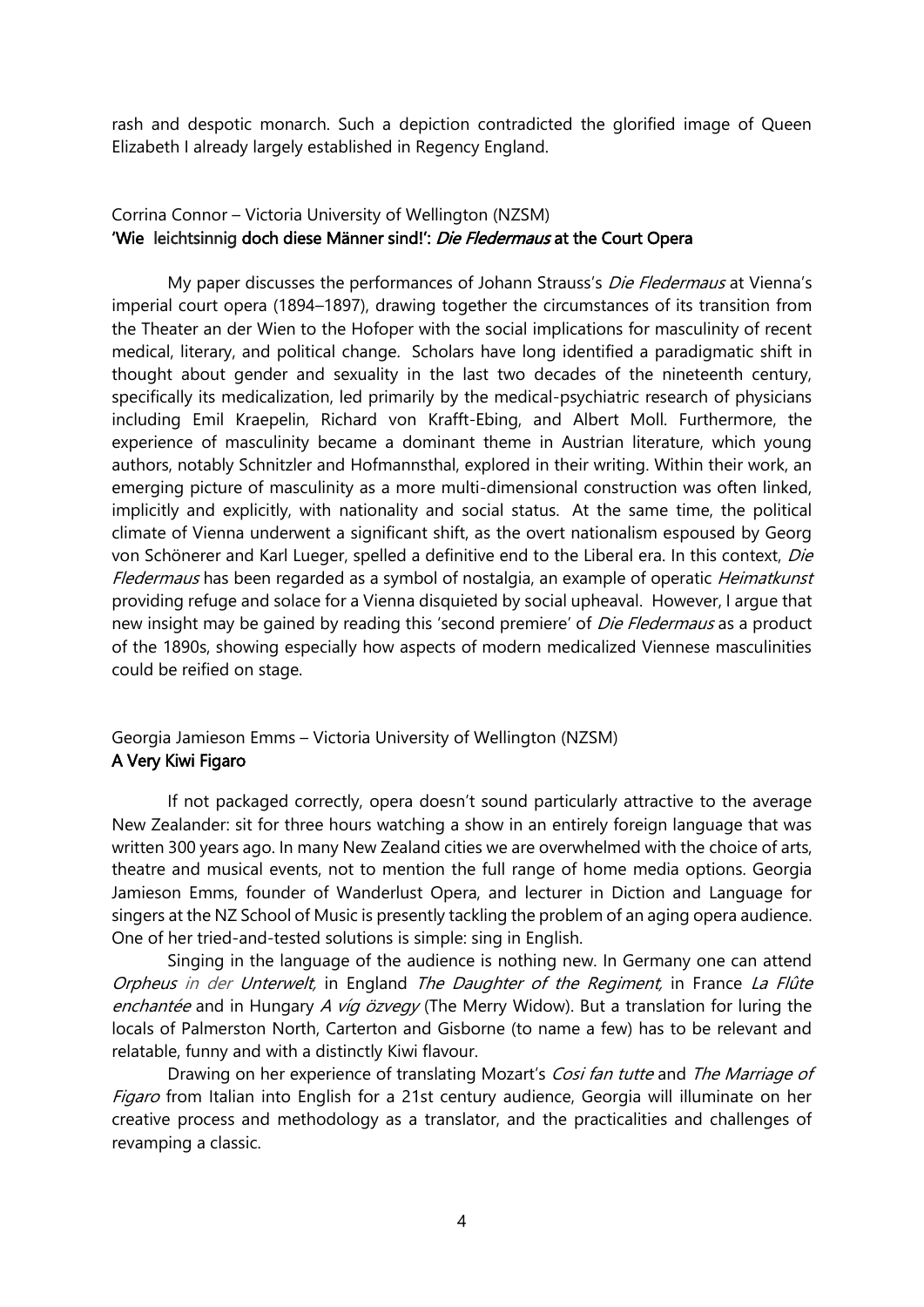rash and despotic monarch. Such a depiction contradicted the glorified image of Queen Elizabeth I already largely established in Regency England.

Corrina Connor – Victoria University of Wellington (NZSM)
**'Wie leichtsinnig doch diese Männer sind!': *Die Fledermaus* at the Court Opera**

My paper discusses the performances of Johann Strauss's *Die Fledermaus* at Vienna's imperial court opera (1894–1897), drawing together the circumstances of its transition from the Theater an der Wien to the Hofoper with the social implications for masculinity of recent medical, literary, and political change. Scholars have long identified a paradigmatic shift in thought about gender and sexuality in the last two decades of the nineteenth century, specifically its medicalization, led primarily by the medical-psychiatric research of physicians including Emil Kraepelin, Richard von Krafft-Ebing, and Albert Moll. Furthermore, the experience of masculinity became a dominant theme in Austrian literature, which young authors, notably Schnitzler and Hofmannsthal, explored in their writing. Within their work, an emerging picture of masculinity as a more multi-dimensional construction was often linked, implicitly and explicitly, with nationality and social status. At the same time, the political climate of Vienna underwent a significant shift, as the overt nationalism espoused by Georg von Schönerer and Karl Lueger, spelled a definitive end to the Liberal era. In this context, *Die Fledermaus* has been regarded as a symbol of nostalgia, an example of operatic *Heimatkunst* providing refuge and solace for a Vienna disquieted by social upheaval. However, I argue that new insight may be gained by reading this 'second premiere' of *Die Fledermaus* as a product of the 1890s, showing especially how aspects of modern medicalized Viennese masculinities could be reified on stage.

Georgia Jamieson Emms – Victoria University of Wellington (NZSM)
**A Very Kiwi Figaro**

If not packaged correctly, opera doesn't sound particularly attractive to the average New Zealander: sit for three hours watching a show in an entirely foreign language that was written 300 years ago. In many New Zealand cities we are overwhelmed with the choice of arts, theatre and musical events, not to mention the full range of home media options. Georgia Jamieson Emms, founder of Wanderlust Opera, and lecturer in Diction and Language for singers at the NZ School of Music is presently tackling the problem of an aging opera audience. One of her tried-and-tested solutions is simple: sing in English.

Singing in the language of the audience is nothing new. In Germany one can attend *Orpheus in der Unterwelt,* in England *The Daughter of the Regiment,* in France *La Flûte enchantée* and in Hungary *A víg özvegy* (The Merry Widow). But a translation for luring the locals of Palmerston North, Carterton and Gisborne (to name a few) has to be relevant and relatable, funny and with a distinctly Kiwi flavour.

Drawing on her experience of translating Mozart's *Cosi fan tutte* and *The Marriage of Figaro* from Italian into English for a 21st century audience, Georgia will illuminate on her creative process and methodology as a translator, and the practicalities and challenges of revamping a classic.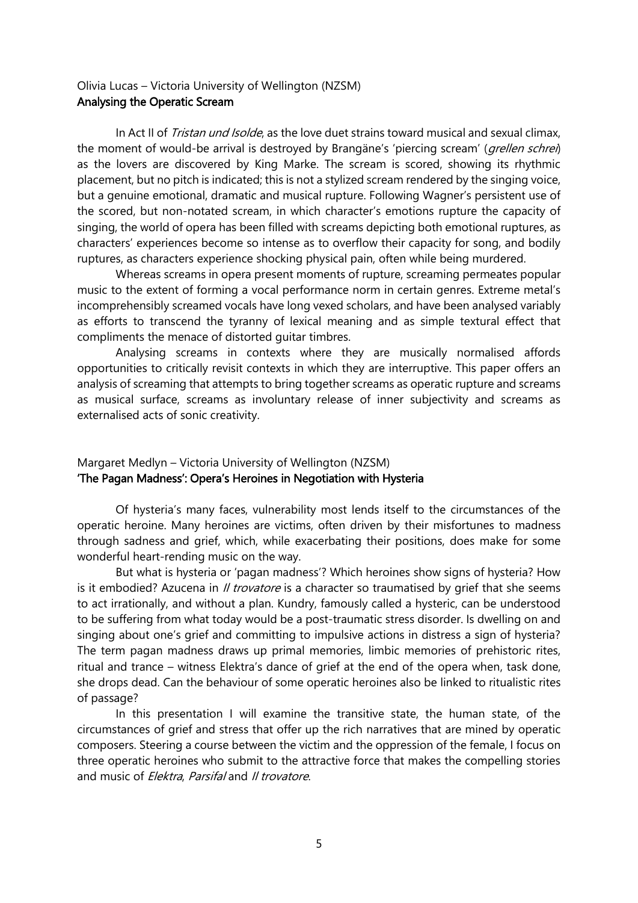Olivia Lucas – Victoria University of Wellington (NZSM)

**Analysing the Operatic Scream**

In Act II of *Tristan und Isolde*, as the love duet strains toward musical and sexual climax, the moment of would-be arrival is destroyed by Brangäne's 'piercing scream' (*grellen schrei*) as the lovers are discovered by King Marke. The scream is scored, showing its rhythmic placement, but no pitch is indicated; this is not a stylized scream rendered by the singing voice, but a genuine emotional, dramatic and musical rupture. Following Wagner's persistent use of the scored, but non-notated scream, in which character's emotions rupture the capacity of singing, the world of opera has been filled with screams depicting both emotional ruptures, as characters' experiences become so intense as to overflow their capacity for song, and bodily ruptures, as characters experience shocking physical pain, often while being murdered.

Whereas screams in opera present moments of rupture, screaming permeates popular music to the extent of forming a vocal performance norm in certain genres. Extreme metal's incomprehensibly screamed vocals have long vexed scholars, and have been analysed variably as efforts to transcend the tyranny of lexical meaning and as simple textural effect that compliments the menace of distorted guitar timbres.

Analysing screams in contexts where they are musically normalised affords opportunities to critically revisit contexts in which they are interruptive. This paper offers an analysis of screaming that attempts to bring together screams as operatic rupture and screams as musical surface, screams as involuntary release of inner subjectivity and screams as externalised acts of sonic creativity.

Margaret Medlyn – Victoria University of Wellington (NZSM)

**'The Pagan Madness': Opera's Heroines in Negotiation with Hysteria**

Of hysteria's many faces, vulnerability most lends itself to the circumstances of the operatic heroine. Many heroines are victims, often driven by their misfortunes to madness through sadness and grief, which, while exacerbating their positions, does make for some wonderful heart-rending music on the way.

But what is hysteria or 'pagan madness'? Which heroines show signs of hysteria? How is it embodied? Azucena in *Il trovatore* is a character so traumatised by grief that she seems to act irrationally, and without a plan. Kundry, famously called a hysteric, can be understood to be suffering from what today would be a post-traumatic stress disorder. Is dwelling on and singing about one's grief and committing to impulsive actions in distress a sign of hysteria? The term pagan madness draws up primal memories, limbic memories of prehistoric rites, ritual and trance – witness Elektra's dance of grief at the end of the opera when, task done, she drops dead. Can the behaviour of some operatic heroines also be linked to ritualistic rites of passage?

In this presentation I will examine the transitive state, the human state, of the circumstances of grief and stress that offer up the rich narratives that are mined by operatic composers. Steering a course between the victim and the oppression of the female, I focus on three operatic heroines who submit to the attractive force that makes the compelling stories and music of *Elektra*, *Parsifal* and *Il trovatore*.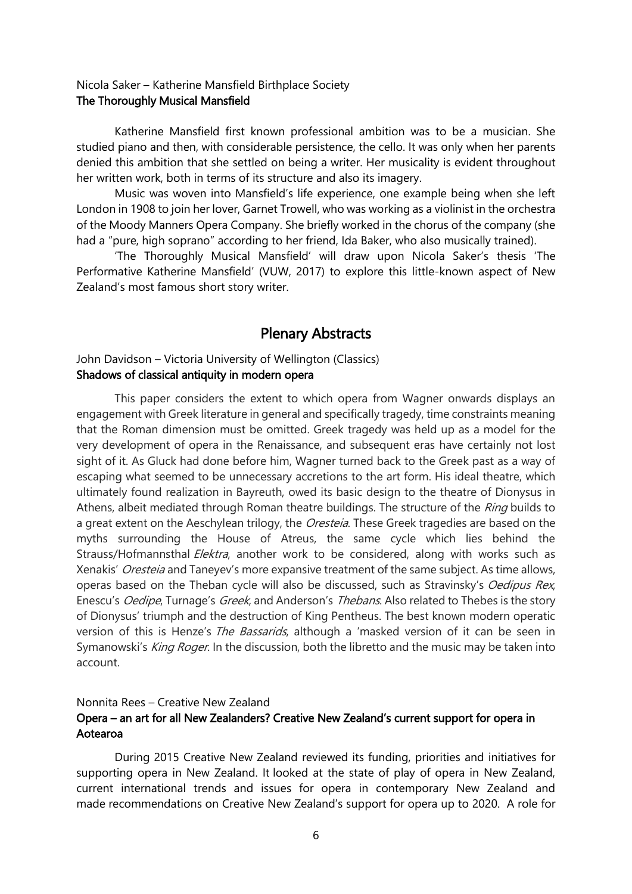Nicola Saker – Katherine Mansfield Birthplace Society
**The Thoroughly Musical Mansfield**

Katherine Mansfield first known professional ambition was to be a musician. She studied piano and then, with considerable persistence, the cello. It was only when her parents denied this ambition that she settled on being a writer. Her musicality is evident throughout her written work, both in terms of its structure and also its imagery.

Music was woven into Mansfield's life experience, one example being when she left London in 1908 to join her lover, Garnet Trowell, who was working as a violinist in the orchestra of the Moody Manners Opera Company. She briefly worked in the chorus of the company (she had a "pure, high soprano" according to her friend, Ida Baker, who also musically trained).

'The Thoroughly Musical Mansfield' will draw upon Nicola Saker's thesis 'The Performative Katherine Mansfield' (VUW, 2017) to explore this little-known aspect of New Zealand's most famous short story writer.

## Plenary Abstracts

John Davidson – Victoria University of Wellington (Classics)
**Shadows of classical antiquity in modern opera**

This paper considers the extent to which opera from Wagner onwards displays an engagement with Greek literature in general and specifically tragedy, time constraints meaning that the Roman dimension must be omitted. Greek tragedy was held up as a model for the very development of opera in the Renaissance, and subsequent eras have certainly not lost sight of it. As Gluck had done before him, Wagner turned back to the Greek past as a way of escaping what seemed to be unnecessary accretions to the art form. His ideal theatre, which ultimately found realization in Bayreuth, owed its basic design to the theatre of Dionysus in Athens, albeit mediated through Roman theatre buildings. The structure of the *Ring* builds to a great extent on the Aeschylean trilogy, the *Oresteia*. These Greek tragedies are based on the myths surrounding the House of Atreus, the same cycle which lies behind the Strauss/Hofmannsthal *Elektra*, another work to be considered, along with works such as Xenakis' *Oresteia* and Taneyev's more expansive treatment of the same subject. As time allows, operas based on the Theban cycle will also be discussed, such as Stravinsky's *Oedipus Rex*, Enescu's *Oedipe*, Turnage's *Greek*, and Anderson's *Thebans*. Also related to Thebes is the story of Dionysus' triumph and the destruction of King Pentheus. The best known modern operatic version of this is Henze's *The Bassarids*, although a 'masked version of it can be seen in Symanowski's *King Roger*. In the discussion, both the libretto and the music may be taken into account.

Nonnita Rees – Creative New Zealand
**Opera – an art for all New Zealanders? Creative New Zealand's current support for opera in Aotearoa**

During 2015 Creative New Zealand reviewed its funding, priorities and initiatives for supporting opera in New Zealand. It looked at the state of play of opera in New Zealand, current international trends and issues for opera in contemporary New Zealand and made recommendations on Creative New Zealand's support for opera up to 2020. A role for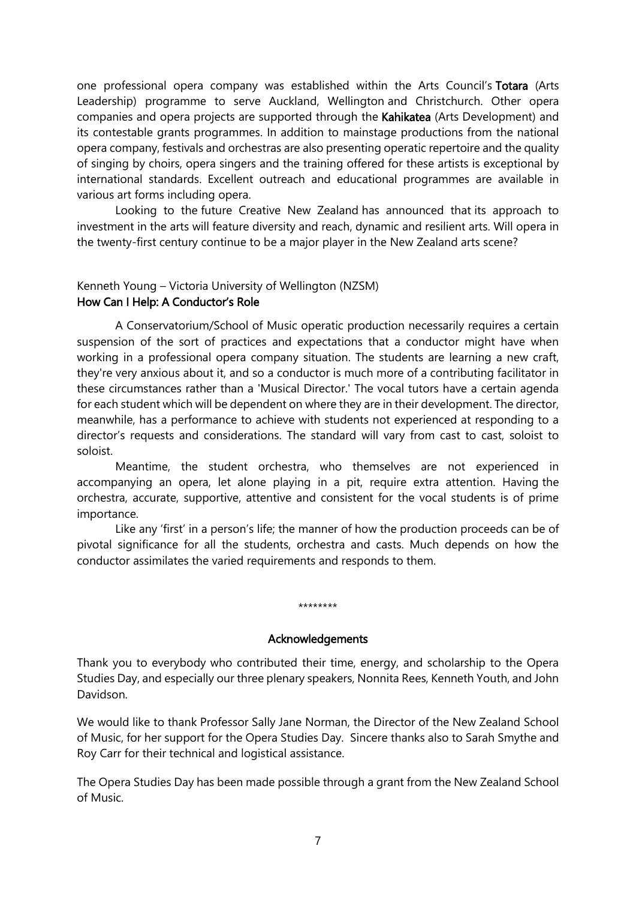one professional opera company was established within the Arts Council's **Totara** (Arts Leadership) programme to serve Auckland, Wellington and Christchurch. Other opera companies and opera projects are supported through the **Kahikatea** (Arts Development) and its contestable grants programmes. In addition to mainstage productions from the national opera company, festivals and orchestras are also presenting operatic repertoire and the quality of singing by choirs, opera singers and the training offered for these artists is exceptional by international standards. Excellent outreach and educational programmes are available in various art forms including opera.

Looking to the future Creative New Zealand has announced that its approach to investment in the arts will feature diversity and reach, dynamic and resilient arts. Will opera in the twenty-first century continue to be a major player in the New Zealand arts scene?

Kenneth Young – Victoria University of Wellington (NZSM)

**How Can I Help: A Conductor's Role**

A Conservatorium/School of Music operatic production necessarily requires a certain suspension of the sort of practices and expectations that a conductor might have when working in a professional opera company situation. The students are learning a new craft, they're very anxious about it, and so a conductor is much more of a contributing facilitator in these circumstances rather than a 'Musical Director.' The vocal tutors have a certain agenda for each student which will be dependent on where they are in their development. The director, meanwhile, has a performance to achieve with students not experienced at responding to a director's requests and considerations. The standard will vary from cast to cast, soloist to soloist.

Meantime, the student orchestra, who themselves are not experienced in accompanying an opera, let alone playing in a pit, require extra attention. Having the orchestra, accurate, supportive, attentive and consistent for the vocal students is of prime importance.

Like any 'first' in a person's life; the manner of how the production proceeds can be of pivotal significance for all the students, orchestra and casts. Much depends on how the conductor assimilates the varied requirements and responds to them.

********

## Acknowledgements

Thank you to everybody who contributed their time, energy, and scholarship to the Opera Studies Day, and especially our three plenary speakers, Nonnita Rees, Kenneth Youth, and John Davidson.

We would like to thank Professor Sally Jane Norman, the Director of the New Zealand School of Music, for her support for the Opera Studies Day. Sincere thanks also to Sarah Smythe and Roy Carr for their technical and logistical assistance.

The Opera Studies Day has been made possible through a grant from the New Zealand School of Music.